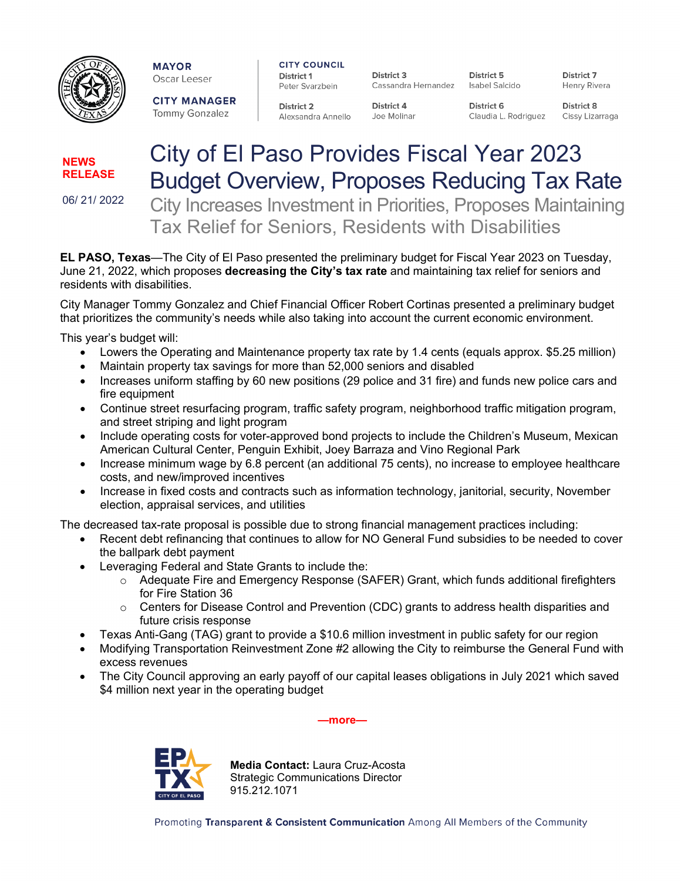**MAYOR**
Oscar Leeser

**CITY MANAGER**
Tommy Gonzalez

**CITY COUNCIL**

**District 1** Peter Svarzbein
**District 2** Alexsandra Annello
**District 3** Cassandra Hernandez
**District 4** Joe Molinar
**District 5** Isabel Salcido
**District 6** Claudia L. Rodriguez
**District 7** Henry Rivera
**District 8** Cissy Lizarraga

**NEWS RELEASE**

06/ 21/ 2022

# City of El Paso Provides Fiscal Year 2023 Budget Overview, Proposes Reducing Tax Rate

## City Increases Investment in Priorities, Proposes Maintaining Tax Relief for Seniors, Residents with Disabilities

**EL PASO, Texas**—The City of El Paso presented the preliminary budget for Fiscal Year 2023 on Tuesday, June 21, 2022, which proposes **decreasing the City's tax rate** and maintaining tax relief for seniors and residents with disabilities.

City Manager Tommy Gonzalez and Chief Financial Officer Robert Cortinas presented a preliminary budget that prioritizes the community's needs while also taking into account the current economic environment.

This year's budget will:

- Lowers the Operating and Maintenance property tax rate by 1.4 cents (equals approx. $5.25 million)
- Maintain property tax savings for more than 52,000 seniors and disabled
- Increases uniform staffing by 60 new positions (29 police and 31 fire) and funds new police cars and fire equipment
- Continue street resurfacing program, traffic safety program, neighborhood traffic mitigation program, and street striping and light program
- Include operating costs for voter-approved bond projects to include the Children's Museum, Mexican American Cultural Center, Penguin Exhibit, Joey Barraza and Vino Regional Park
- Increase minimum wage by 6.8 percent (an additional 75 cents), no increase to employee healthcare costs, and new/improved incentives
- Increase in fixed costs and contracts such as information technology, janitorial, security, November election, appraisal services, and utilities

The decreased tax-rate proposal is possible due to strong financial management practices including:

- Recent debt refinancing that continues to allow for NO General Fund subsidies to be needed to cover the ballpark debt payment
- Leveraging Federal and State Grants to include the:
  - Adequate Fire and Emergency Response (SAFER) Grant, which funds additional firefighters for Fire Station 36
  - Centers for Disease Control and Prevention (CDC) grants to address health disparities and future crisis response
- Texas Anti-Gang (TAG) grant to provide a $10.6 million investment in public safety for our region
- Modifying Transportation Reinvestment Zone #2 allowing the City to reimburse the General Fund with excess revenues
- The City Council approving an early payoff of our capital leases obligations in July 2021 which saved $4 million next year in the operating budget

—more—

**Media Contact:** Laura Cruz-Acosta
Strategic Communications Director
915.212.1071

Promoting **Transparent & Consistent Communication** Among All Members of the Community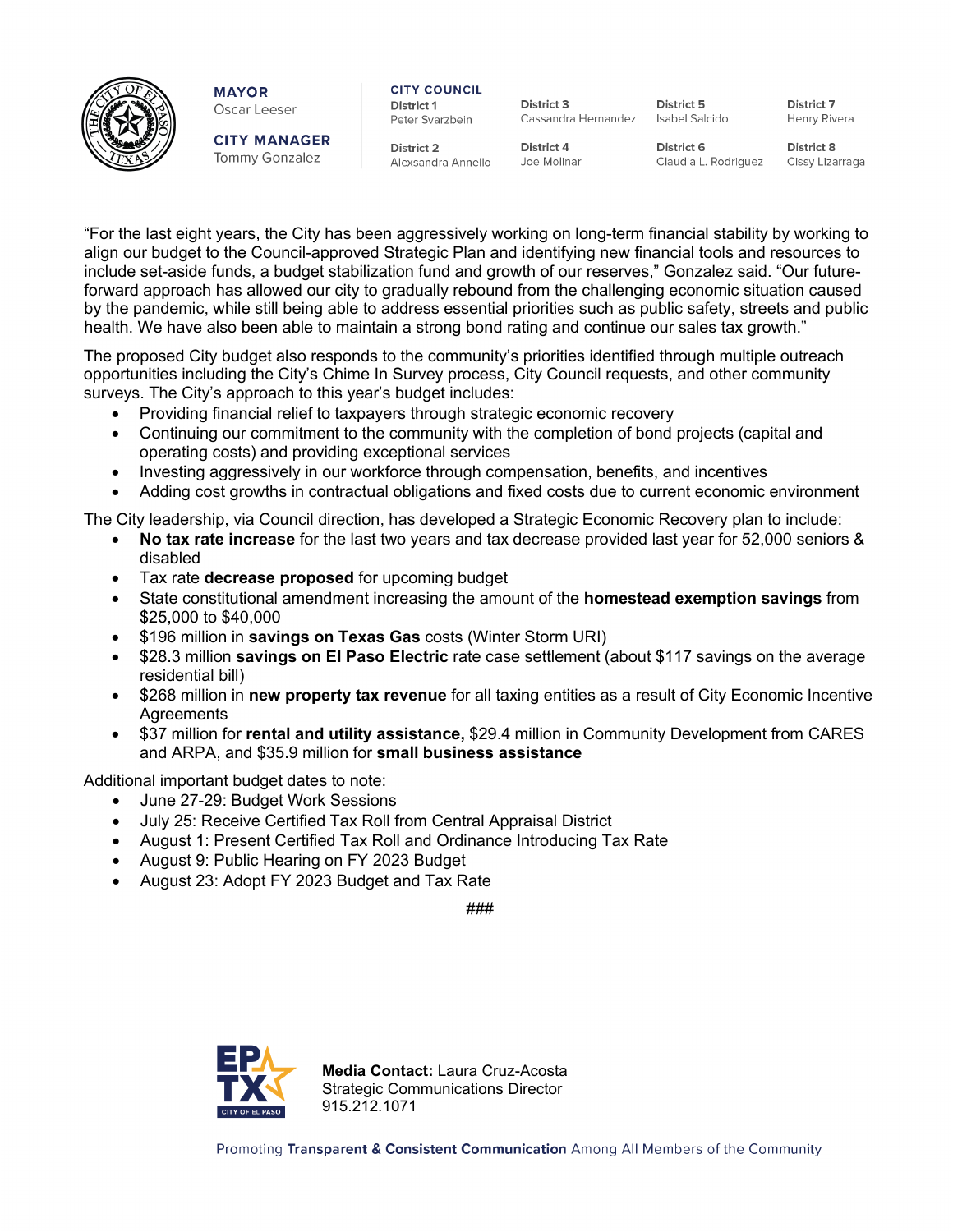**MAYOR**
Oscar Leeser

**CITY MANAGER**
Tommy Gonzalez

**CITY COUNCIL**
District 1 Peter Svarzbein
District 2 Alexsandra Annello
District 3 Cassandra Hernandez
District 4 Joe Molinar
District 5 Isabel Salcido
District 6 Claudia L. Rodriguez
District 7 Henry Rivera
District 8 Cissy Lizarraga

"For the last eight years, the City has been aggressively working on long-term financial stability by working to align our budget to the Council-approved Strategic Plan and identifying new financial tools and resources to include set-aside funds, a budget stabilization fund and growth of our reserves," Gonzalez said. "Our future-forward approach has allowed our city to gradually rebound from the challenging economic situation caused by the pandemic, while still being able to address essential priorities such as public safety, streets and public health. We have also been able to maintain a strong bond rating and continue our sales tax growth."

The proposed City budget also responds to the community's priorities identified through multiple outreach opportunities including the City's Chime In Survey process, City Council requests, and other community surveys. The City's approach to this year's budget includes:

- Providing financial relief to taxpayers through strategic economic recovery
- Continuing our commitment to the community with the completion of bond projects (capital and operating costs) and providing exceptional services
- Investing aggressively in our workforce through compensation, benefits, and incentives
- Adding cost growths in contractual obligations and fixed costs due to current economic environment

The City leadership, via Council direction, has developed a Strategic Economic Recovery plan to include:

- **No tax rate increase** for the last two years and tax decrease provided last year for 52,000 seniors & disabled
- Tax rate **decrease proposed** for upcoming budget
- State constitutional amendment increasing the amount of the **homestead exemption savings** from $25,000 to $40,000
- $196 million in **savings on Texas Gas** costs (Winter Storm URI)
- $28.3 million **savings on El Paso Electric** rate case settlement (about $117 savings on the average residential bill)
- $268 million in **new property tax revenue** for all taxing entities as a result of City Economic Incentive Agreements
- $37 million for **rental and utility assistance,** $29.4 million in Community Development from CARES and ARPA, and $35.9 million for **small business assistance**

Additional important budget dates to note:

- June 27-29: Budget Work Sessions
- July 25: Receive Certified Tax Roll from Central Appraisal District
- August 1: Present Certified Tax Roll and Ordinance Introducing Tax Rate
- August 9: Public Hearing on FY 2023 Budget
- August 23: Adopt FY 2023 Budget and Tax Rate

###

**Media Contact:** Laura Cruz-Acosta
Strategic Communications Director
915.212.1071

Promoting **Transparent & Consistent Communication** Among All Members of the Community